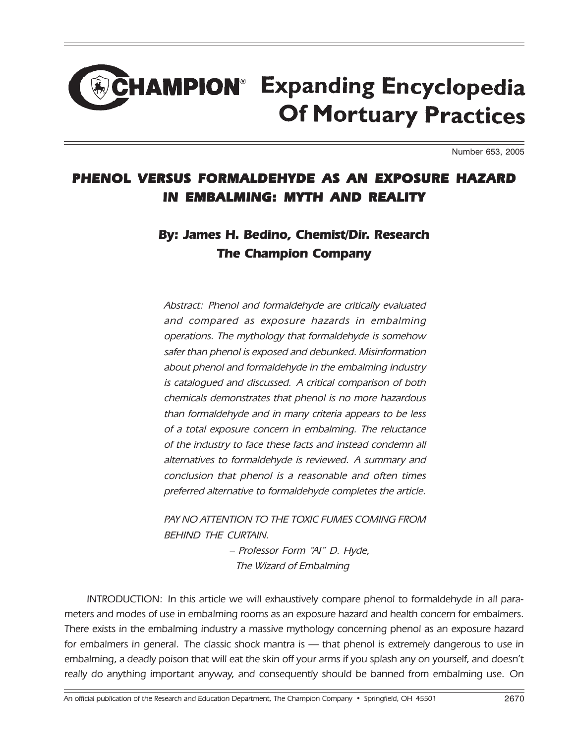# CHAMPION® Expanding Encyclopedia Of Mortuary Practices

Number 653, 2005

## PHENOL VERSUS FORMALDEHYDE AS AN EXPOSURE HAZARD IN EMBALMING: MYTH AND REALITY

### By: James H. Bedino, Chemist/Dir. Research
### The Champion Company

*Abstract: Phenol and formaldehyde are critically evaluated and compared as exposure hazards in embalming operations. The mythology that formaldehyde is somehow safer than phenol is exposed and debunked. Misinformation about phenol and formaldehyde in the embalming industry is catalogued and discussed. A critical comparison of both chemicals demonstrates that phenol is no more hazardous than formaldehyde and in many criteria appears to be less of a total exposure concern in embalming. The reluctance of the industry to face these facts and instead condemn all alternatives to formaldehyde is reviewed. A summary and conclusion that phenol is a reasonable and often times preferred alternative to formaldehyde completes the article.*

*PAY NO ATTENTION TO THE TOXIC FUMES COMING FROM BEHIND THE CURTAIN.*

*– Professor Form "Al" D. Hyde,*
*The Wizard of Embalming*

*INTRODUCTION:* In this article we will exhaustively compare phenol to formaldehyde in all parameters and modes of use in embalming rooms as an exposure hazard and health concern for embalmers. There exists in the embalming industry a massive mythology concerning phenol as an exposure hazard for embalmers in general. The classic shock mantra is — that phenol is extremely dangerous to use in embalming, a deadly poison that will eat the skin off your arms if you splash any on yourself, and doesn't really do anything important anyway, and consequently should be banned from embalming use. On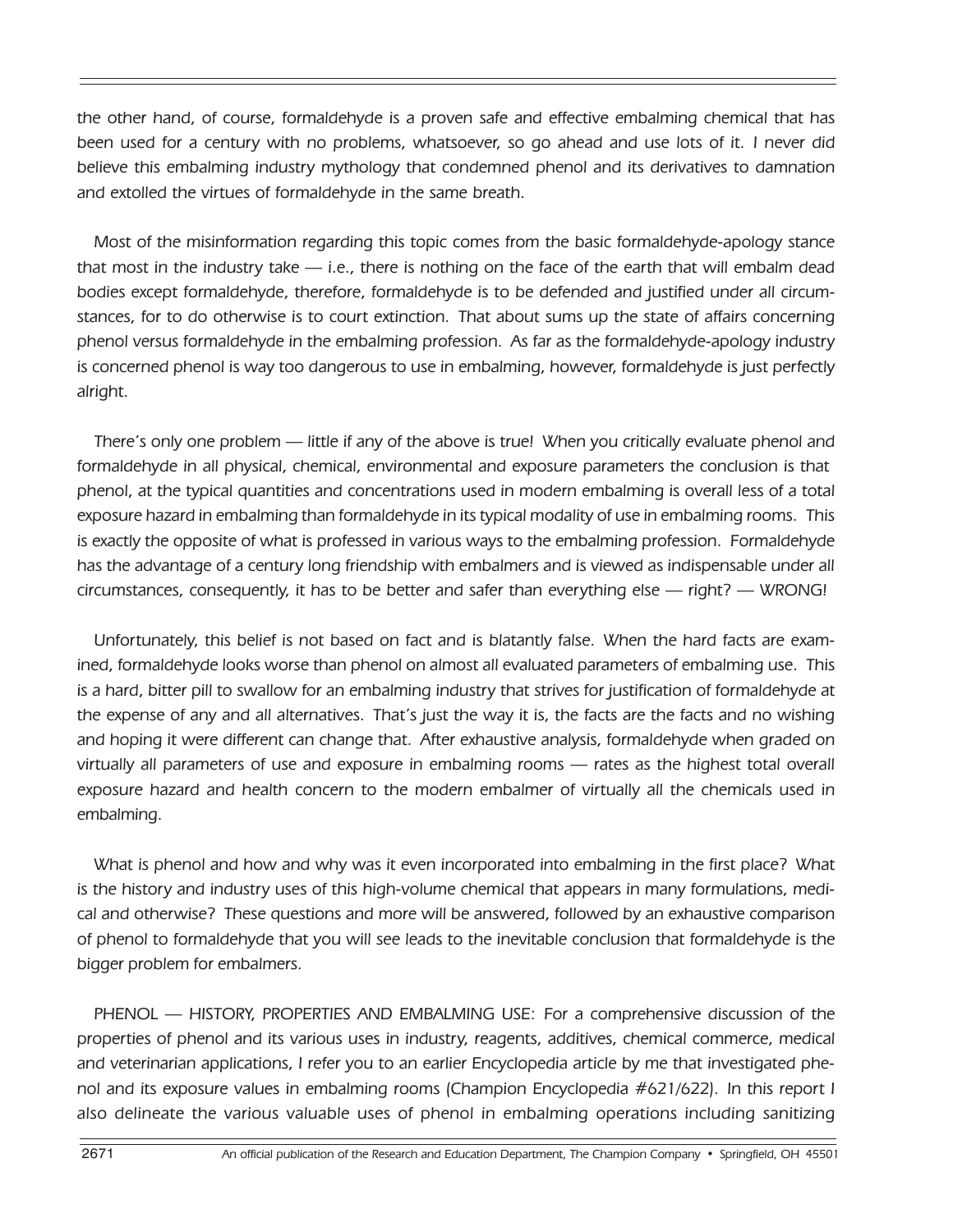the other hand, of course, formaldehyde is a proven safe and effective embalming chemical that has been used for a century with no problems, whatsoever, so go ahead and use lots of it. I never did believe this embalming industry mythology that condemned phenol and its derivatives to damnation and extolled the virtues of formaldehyde in the same breath.

Most of the misinformation regarding this topic comes from the basic formaldehyde-apology stance that most in the industry take — i.e., there is nothing on the face of the earth that will embalm dead bodies except formaldehyde, therefore, formaldehyde is to be defended and justified under all circumstances, for to do otherwise is to court extinction. That about sums up the state of affairs concerning phenol versus formaldehyde in the embalming profession. As far as the formaldehyde-apology industry is concerned phenol is way too dangerous to use in embalming, however, formaldehyde is just perfectly alright.

There's only one problem — little if any of the above is true! When you critically evaluate phenol and formaldehyde in all physical, chemical, environmental and exposure parameters the conclusion is that phenol, at the typical quantities and concentrations used in modern embalming is overall less of a total exposure hazard in embalming than formaldehyde in its typical modality of use in embalming rooms. This is exactly the opposite of what is professed in various ways to the embalming profession. Formaldehyde has the advantage of a century long friendship with embalmers and is viewed as indispensable under all circumstances, consequently, it has to be better and safer than everything else — right? — WRONG!

Unfortunately, this belief is not based on fact and is blatantly false. When the hard facts are examined, formaldehyde looks worse than phenol on almost all evaluated parameters of embalming use. This is a hard, bitter pill to swallow for an embalming industry that strives for justification of formaldehyde at the expense of any and all alternatives. That's just the way it is, the facts are the facts and no wishing and hoping it were different can change that. After exhaustive analysis, formaldehyde when graded on virtually all parameters of use and exposure in embalming rooms — rates as the highest total overall exposure hazard and health concern to the modern embalmer of virtually all the chemicals used in embalming.

What is phenol and how and why was it even incorporated into embalming in the first place? What is the history and industry uses of this high-volume chemical that appears in many formulations, medical and otherwise? These questions and more will be answered, followed by an exhaustive comparison of phenol to formaldehyde that you will see leads to the inevitable conclusion that formaldehyde is the bigger problem for embalmers.

PHENOL — HISTORY, PROPERTIES AND EMBALMING USE: For a comprehensive discussion of the properties of phenol and its various uses in industry, reagents, additives, chemical commerce, medical and veterinarian applications, I refer you to an earlier Encyclopedia article by me that investigated phenol and its exposure values in embalming rooms (Champion Encyclopedia #621/622). In this report I also delineate the various valuable uses of phenol in embalming operations including sanitizing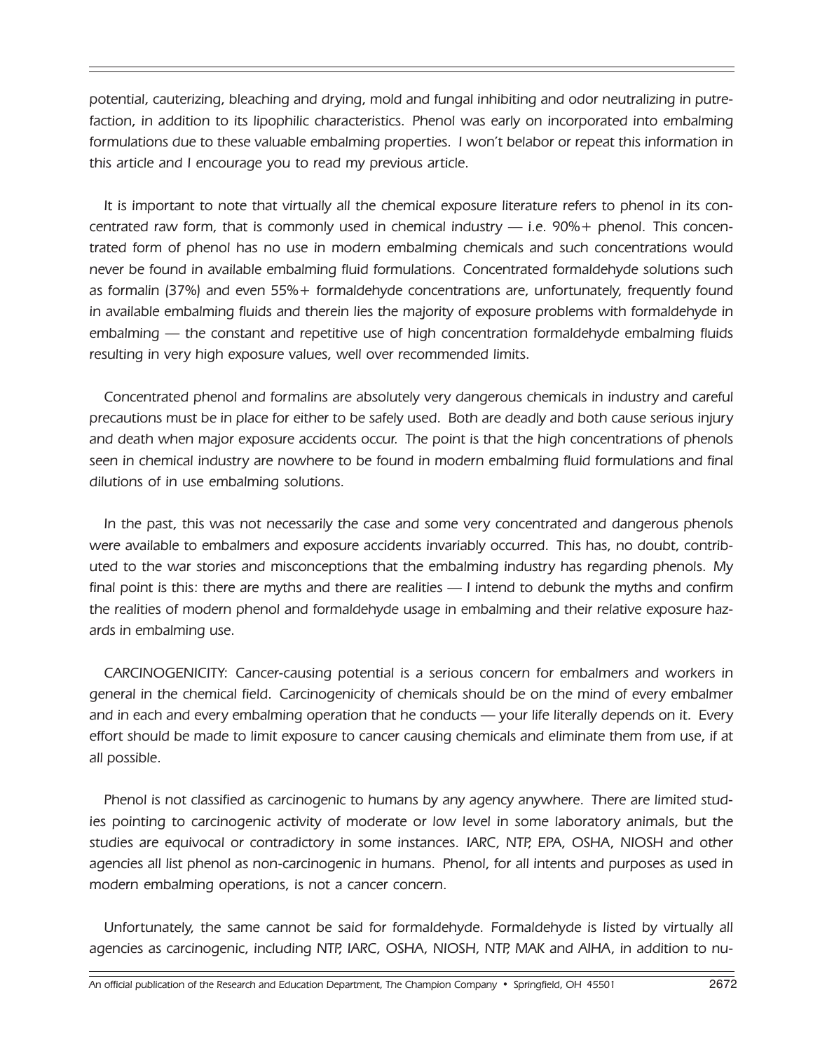potential, cauterizing, bleaching and drying, mold and fungal inhibiting and odor neutralizing in putrefaction, in addition to its lipophilic characteristics. Phenol was early on incorporated into embalming formulations due to these valuable embalming properties. I won't belabor or repeat this information in this article and I encourage you to read my previous article.

It is important to note that virtually all the chemical exposure literature refers to phenol in its concentrated raw form, that is commonly used in chemical industry — i.e. 90%+ phenol. This concentrated form of phenol has no use in modern embalming chemicals and such concentrations would never be found in available embalming fluid formulations. Concentrated formaldehyde solutions such as formalin (37%) and even 55%+ formaldehyde concentrations are, unfortunately, frequently found in available embalming fluids and therein lies the majority of exposure problems with formaldehyde in embalming — the constant and repetitive use of high concentration formaldehyde embalming fluids resulting in very high exposure values, well over recommended limits.

Concentrated phenol and formalins are absolutely very dangerous chemicals in industry and careful precautions must be in place for either to be safely used. Both are deadly and both cause serious injury and death when major exposure accidents occur. The point is that the high concentrations of phenols seen in chemical industry are nowhere to be found in modern embalming fluid formulations and final dilutions of in use embalming solutions.

In the past, this was not necessarily the case and some very concentrated and dangerous phenols were available to embalmers and exposure accidents invariably occurred. This has, no doubt, contributed to the war stories and misconceptions that the embalming industry has regarding phenols. My final point is this: there are myths and there are realities — I intend to debunk the myths and confirm the realities of modern phenol and formaldehyde usage in embalming and their relative exposure hazards in embalming use.

CARCINOGENICITY: Cancer-causing potential is a serious concern for embalmers and workers in general in the chemical field. Carcinogenicity of chemicals should be on the mind of every embalmer and in each and every embalming operation that he conducts — your life literally depends on it. Every effort should be made to limit exposure to cancer causing chemicals and eliminate them from use, if at all possible.

Phenol is not classified as carcinogenic to humans by any agency anywhere. There are limited studies pointing to carcinogenic activity of moderate or low level in some laboratory animals, but the studies are equivocal or contradictory in some instances. IARC, NTP, EPA, OSHA, NIOSH and other agencies all list phenol as non-carcinogenic in humans. Phenol, for all intents and purposes as used in modern embalming operations, is not a cancer concern.

Unfortunately, the same cannot be said for formaldehyde. Formaldehyde is listed by virtually all agencies as carcinogenic, including NTP, IARC, OSHA, NIOSH, NTP, MAK and AIHA, in addition to nu-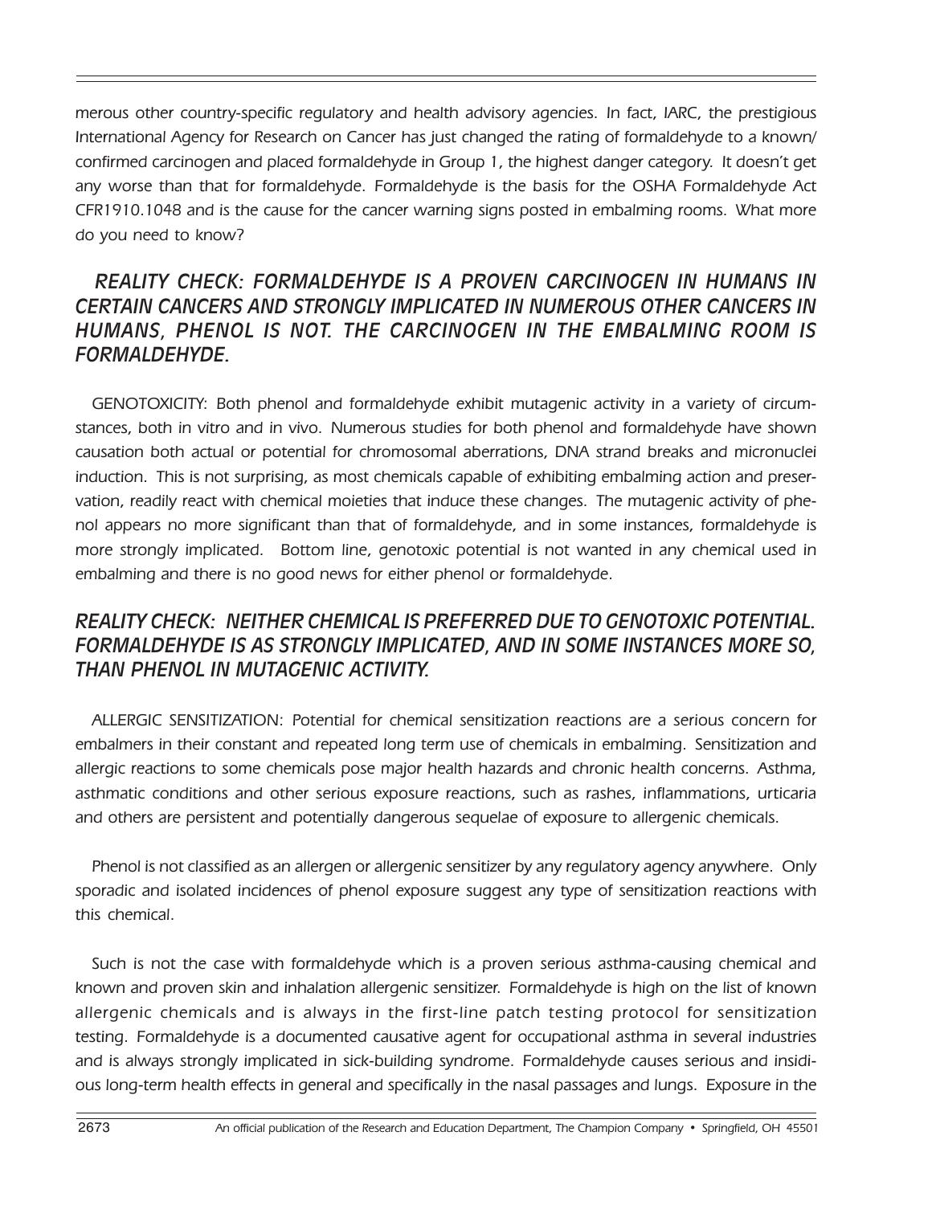*merous other country-specific regulatory and health advisory agencies. In fact, IARC, the prestigious International Agency for Research on Cancer has just changed the rating of formaldehyde to a known/ confirmed carcinogen and placed formaldehyde in Group 1, the highest danger category. It doesn't get any worse than that for formaldehyde. Formaldehyde is the basis for the OSHA Formaldehyde Act CFR1910.1048 and is the cause for the cancer warning signs posted in embalming rooms. What more do you need to know?*

### *REALITY CHECK: FORMALDEHYDE IS A PROVEN CARCINOGEN IN HUMANS IN CERTAIN CANCERS AND STRONGLY IMPLICATED IN NUMEROUS OTHER CANCERS IN HUMANS, PHENOL IS NOT. THE CARCINOGEN IN THE EMBALMING ROOM IS FORMALDEHYDE.*

*GENOTOXICITY: Both phenol and formaldehyde exhibit mutagenic activity in a variety of circumstances, both in vitro and in vivo. Numerous studies for both phenol and formaldehyde have shown causation both actual or potential for chromosomal aberrations, DNA strand breaks and micronuclei induction. This is not surprising, as most chemicals capable of exhibiting embalming action and preservation, readily react with chemical moieties that induce these changes. The mutagenic activity of phenol appears no more significant than that of formaldehyde, and in some instances, formaldehyde is more strongly implicated. Bottom line, genotoxic potential is not wanted in any chemical used in embalming and there is no good news for either phenol or formaldehyde.*

### *REALITY CHECK: NEITHER CHEMICAL IS PREFERRED DUE TO GENOTOXIC POTENTIAL. FORMALDEHYDE IS AS STRONGLY IMPLICATED, AND IN SOME INSTANCES MORE SO, THAN PHENOL IN MUTAGENIC ACTIVITY.*

*ALLERGIC SENSITIZATION: Potential for chemical sensitization reactions are a serious concern for embalmers in their constant and repeated long term use of chemicals in embalming. Sensitization and allergic reactions to some chemicals pose major health hazards and chronic health concerns. Asthma, asthmatic conditions and other serious exposure reactions, such as rashes, inflammations, urticaria and others are persistent and potentially dangerous sequelae of exposure to allergenic chemicals.*

*Phenol is not classified as an allergen or allergenic sensitizer by any regulatory agency anywhere. Only sporadic and isolated incidences of phenol exposure suggest any type of sensitization reactions with this chemical.*

*Such is not the case with formaldehyde which is a proven serious asthma-causing chemical and known and proven skin and inhalation allergenic sensitizer. Formaldehyde is high on the list of known allergenic chemicals and is always in the first-line patch testing protocol for sensitization testing. Formaldehyde is a documented causative agent for occupational asthma in several industries and is always strongly implicated in sick-building syndrome. Formaldehyde causes serious and insidious long-term health effects in general and specifically in the nasal passages and lungs. Exposure in the*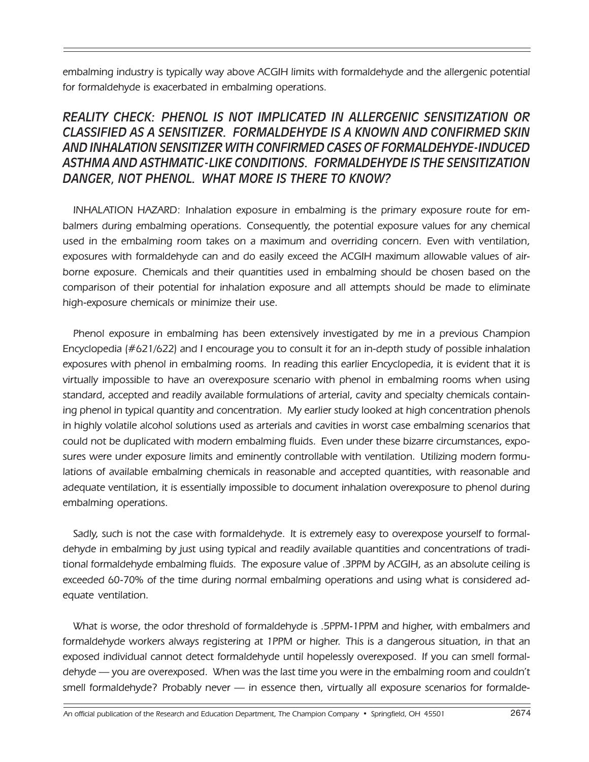*embalming industry is typically way above ACGIH limits with formaldehyde and the allergenic potential for formaldehyde is exacerbated in embalming operations.*

### *REALITY CHECK: PHENOL IS NOT IMPLICATED IN ALLERGENIC SENSITIZATION OR CLASSIFIED AS A SENSITIZER. FORMALDEHYDE IS A KNOWN AND CONFIRMED SKIN AND INHALATION SENSITIZER WITH CONFIRMED CASES OF FORMALDEHYDE-INDUCED ASTHMA AND ASTHMATIC-LIKE CONDITIONS. FORMALDEHYDE IS THE SENSITIZATION DANGER, NOT PHENOL. WHAT MORE IS THERE TO KNOW?*

*INHALATION HAZARD: Inhalation exposure in embalming is the primary exposure route for embalmers during embalming operations. Consequently, the potential exposure values for any chemical used in the embalming room takes on a maximum and overriding concern. Even with ventilation, exposures with formaldehyde can and do easily exceed the ACGIH maximum allowable values of airborne exposure. Chemicals and their quantities used in embalming should be chosen based on the comparison of their potential for inhalation exposure and all attempts should be made to eliminate high-exposure chemicals or minimize their use.*

*Phenol exposure in embalming has been extensively investigated by me in a previous Champion Encyclopedia (#621/622) and I encourage you to consult it for an in-depth study of possible inhalation exposures with phenol in embalming rooms. In reading this earlier Encyclopedia, it is evident that it is virtually impossible to have an overexposure scenario with phenol in embalming rooms when using standard, accepted and readily available formulations of arterial, cavity and specialty chemicals containing phenol in typical quantity and concentration. My earlier study looked at high concentration phenols in highly volatile alcohol solutions used as arterials and cavities in worst case embalming scenarios that could not be duplicated with modern embalming fluids. Even under these bizarre circumstances, exposures were under exposure limits and eminently controllable with ventilation. Utilizing modern formulations of available embalming chemicals in reasonable and accepted quantities, with reasonable and adequate ventilation, it is essentially impossible to document inhalation overexposure to phenol during embalming operations.*

*Sadly, such is not the case with formaldehyde. It is extremely easy to overexpose yourself to formaldehyde in embalming by just using typical and readily available quantities and concentrations of traditional formaldehyde embalming fluids. The exposure value of .3PPM by ACGIH, as an absolute ceiling is exceeded 60-70% of the time during normal embalming operations and using what is considered adequate ventilation.*

*What is worse, the odor threshold of formaldehyde is .5PPM-1PPM and higher, with embalmers and formaldehyde workers always registering at 1PPM or higher. This is a dangerous situation, in that an exposed individual cannot detect formaldehyde until hopelessly overexposed. If you can smell formaldehyde — you are overexposed. When was the last time you were in the embalming room and couldn't smell formaldehyde? Probably never — in essence then, virtually all exposure scenarios for formalde-*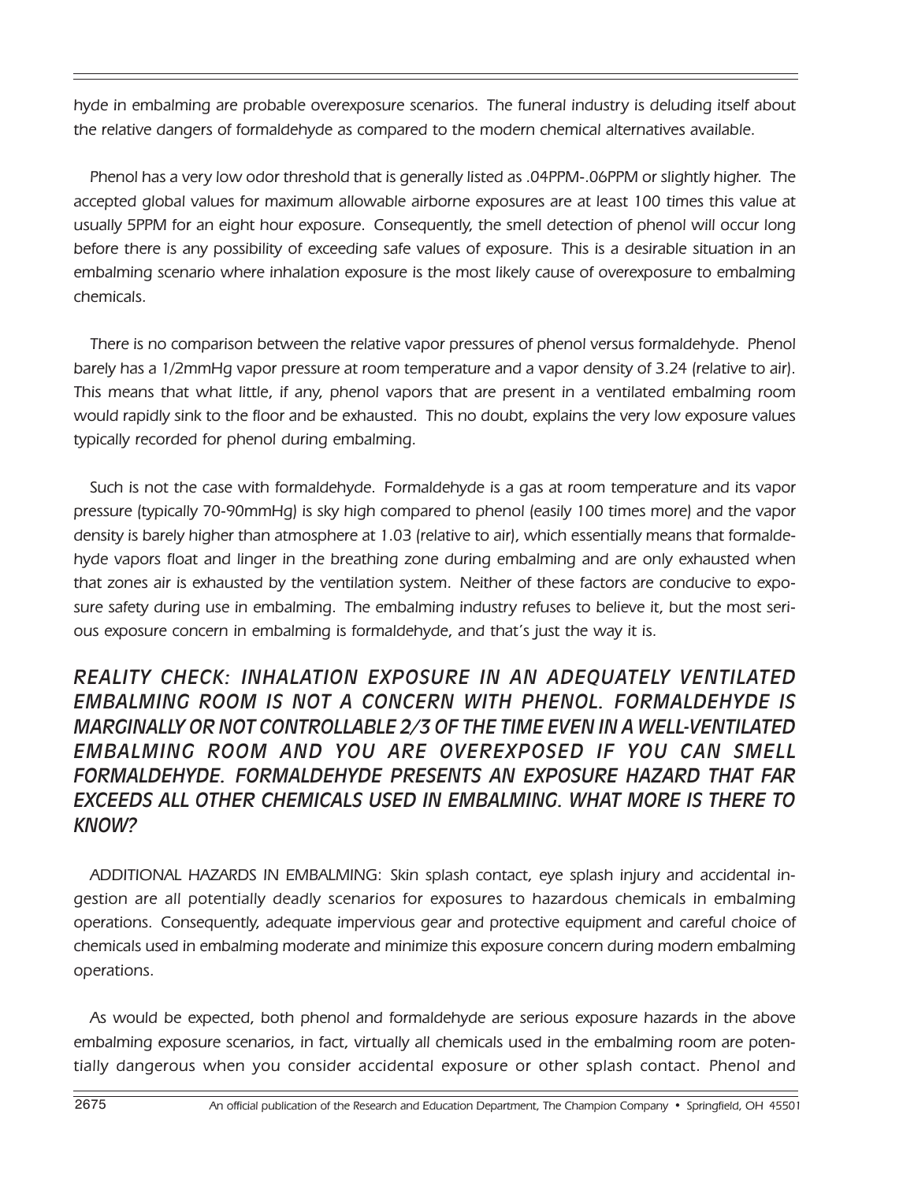*hyde in embalming are probable overexposure scenarios. The funeral industry is deluding itself about the relative dangers of formaldehyde as compared to the modern chemical alternatives available.*

*Phenol has a very low odor threshold that is generally listed as .04PPM-.06PPM or slightly higher. The accepted global values for maximum allowable airborne exposures are at least 100 times this value at usually 5PPM for an eight hour exposure. Consequently, the smell detection of phenol will occur long before there is any possibility of exceeding safe values of exposure. This is a desirable situation in an embalming scenario where inhalation exposure is the most likely cause of overexposure to embalming chemicals.*

*There is no comparison between the relative vapor pressures of phenol versus formaldehyde. Phenol barely has a 1/2mmHg vapor pressure at room temperature and a vapor density of 3.24 (relative to air). This means that what little, if any, phenol vapors that are present in a ventilated embalming room would rapidly sink to the floor and be exhausted. This no doubt, explains the very low exposure values typically recorded for phenol during embalming.*

*Such is not the case with formaldehyde. Formaldehyde is a gas at room temperature and its vapor pressure (typically 70-90mmHg) is sky high compared to phenol (easily 100 times more) and the vapor density is barely higher than atmosphere at 1.03 (relative to air), which essentially means that formaldehyde vapors float and linger in the breathing zone during embalming and are only exhausted when that zones air is exhausted by the ventilation system. Neither of these factors are conducive to exposure safety during use in embalming. The embalming industry refuses to believe it, but the most serious exposure concern in embalming is formaldehyde, and that's just the way it is.*

***REALITY CHECK: INHALATION EXPOSURE IN AN ADEQUATELY VENTILATED EMBALMING ROOM IS NOT A CONCERN WITH PHENOL. FORMALDEHYDE IS MARGINALLY OR NOT CONTROLLABLE 2/3 OF THE TIME EVEN IN A WELL-VENTILATED EMBALMING ROOM AND YOU ARE OVEREXPOSED IF YOU CAN SMELL FORMALDEHYDE. FORMALDEHYDE PRESENTS AN EXPOSURE HAZARD THAT FAR EXCEEDS ALL OTHER CHEMICALS USED IN EMBALMING. WHAT MORE IS THERE TO KNOW?***

*ADDITIONAL HAZARDS IN EMBALMING: Skin splash contact, eye splash injury and accidental ingestion are all potentially deadly scenarios for exposures to hazardous chemicals in embalming operations. Consequently, adequate impervious gear and protective equipment and careful choice of chemicals used in embalming moderate and minimize this exposure concern during modern embalming operations.*

*As would be expected, both phenol and formaldehyde are serious exposure hazards in the above embalming exposure scenarios, in fact, virtually all chemicals used in the embalming room are potentially dangerous when you consider accidental exposure or other splash contact. Phenol and*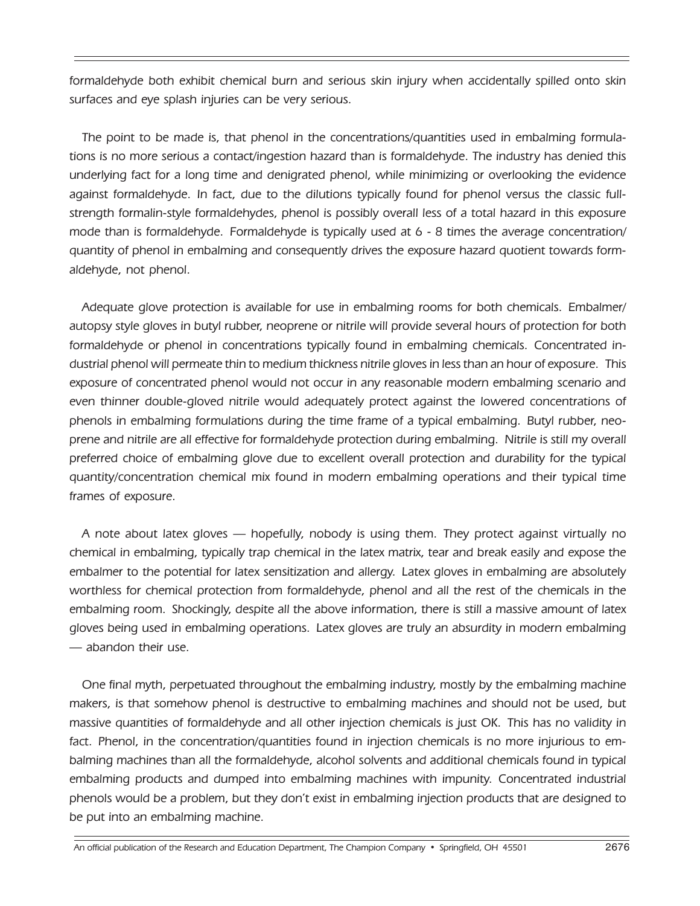formaldehyde both exhibit chemical burn and serious skin injury when accidentally spilled onto skin surfaces and eye splash injuries can be very serious.

The point to be made is, that phenol in the concentrations/quantities used in embalming formulations is no more serious a contact/ingestion hazard than is formaldehyde. The industry has denied this underlying fact for a long time and denigrated phenol, while minimizing or overlooking the evidence against formaldehyde. In fact, due to the dilutions typically found for phenol versus the classic full-strength formalin-style formaldehydes, phenol is possibly overall less of a total hazard in this exposure mode than is formaldehyde. Formaldehyde is typically used at 6 - 8 times the average concentration/quantity of phenol in embalming and consequently drives the exposure hazard quotient towards formaldehyde, not phenol.

Adequate glove protection is available for use in embalming rooms for both chemicals. Embalmer/autopsy style gloves in butyl rubber, neoprene or nitrile will provide several hours of protection for both formaldehyde or phenol in concentrations typically found in embalming chemicals. Concentrated industrial phenol will permeate thin to medium thickness nitrile gloves in less than an hour of exposure. This exposure of concentrated phenol would not occur in any reasonable modern embalming scenario and even thinner double-gloved nitrile would adequately protect against the lowered concentrations of phenols in embalming formulations during the time frame of a typical embalming. Butyl rubber, neoprene and nitrile are all effective for formaldehyde protection during embalming. Nitrile is still my overall preferred choice of embalming glove due to excellent overall protection and durability for the typical quantity/concentration chemical mix found in modern embalming operations and their typical time frames of exposure.

A note about latex gloves — hopefully, nobody is using them. They protect against virtually no chemical in embalming, typically trap chemical in the latex matrix, tear and break easily and expose the embalmer to the potential for latex sensitization and allergy. Latex gloves in embalming are absolutely worthless for chemical protection from formaldehyde, phenol and all the rest of the chemicals in the embalming room. Shockingly, despite all the above information, there is still a massive amount of latex gloves being used in embalming operations. Latex gloves are truly an absurdity in modern embalming — abandon their use.

One final myth, perpetuated throughout the embalming industry, mostly by the embalming machine makers, is that somehow phenol is destructive to embalming machines and should not be used, but massive quantities of formaldehyde and all other injection chemicals is just OK. This has no validity in fact. Phenol, in the concentration/quantities found in injection chemicals is no more injurious to embalming machines than all the formaldehyde, alcohol solvents and additional chemicals found in typical embalming products and dumped into embalming machines with impunity. Concentrated industrial phenols would be a problem, but they don't exist in embalming injection products that are designed to be put into an embalming machine.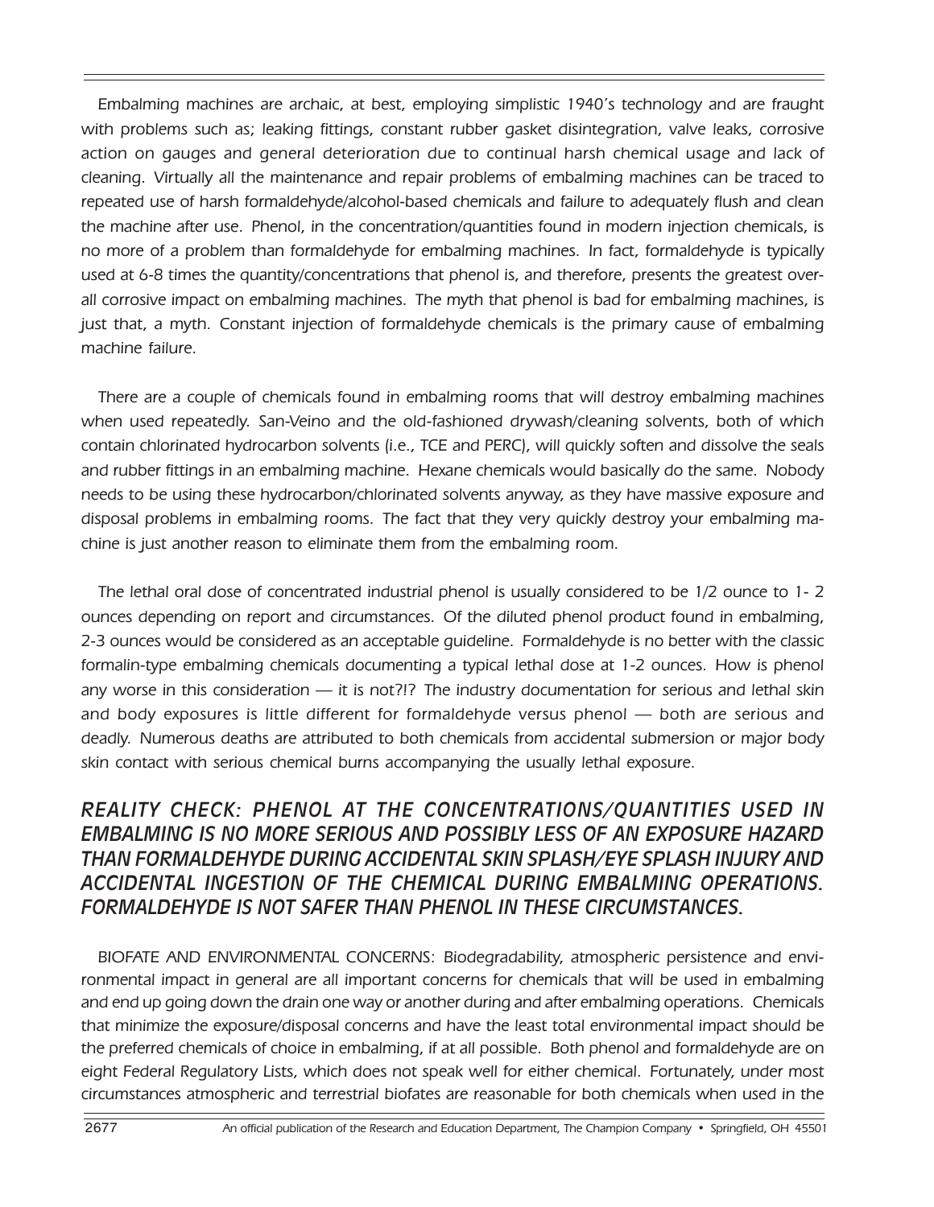*Embalming machines are archaic, at best, employing simplistic 1940's technology and are fraught with problems such as; leaking fittings, constant rubber gasket disintegration, valve leaks, corrosive action on gauges and general deterioration due to continual harsh chemical usage and lack of cleaning. Virtually all the maintenance and repair problems of embalming machines can be traced to repeated use of harsh formaldehyde/alcohol-based chemicals and failure to adequately flush and clean the machine after use. Phenol, in the concentration/quantities found in modern injection chemicals, is no more of a problem than formaldehyde for embalming machines. In fact, formaldehyde is typically used at 6-8 times the quantity/concentrations that phenol is, and therefore, presents the greatest overall corrosive impact on embalming machines. The myth that phenol is bad for embalming machines, is just that, a myth. Constant injection of formaldehyde chemicals is the primary cause of embalming machine failure.*

*There are a couple of chemicals found in embalming rooms that will destroy embalming machines when used repeatedly. San-Veino and the old-fashioned drywash/cleaning solvents, both of which contain chlorinated hydrocarbon solvents (i.e., TCE and PERC), will quickly soften and dissolve the seals and rubber fittings in an embalming machine. Hexane chemicals would basically do the same. Nobody needs to be using these hydrocarbon/chlorinated solvents anyway, as they have massive exposure and disposal problems in embalming rooms. The fact that they very quickly destroy your embalming machine is just another reason to eliminate them from the embalming room.*

*The lethal oral dose of concentrated industrial phenol is usually considered to be 1/2 ounce to 1- 2 ounces depending on report and circumstances. Of the diluted phenol product found in embalming, 2-3 ounces would be considered as an acceptable guideline. Formaldehyde is no better with the classic formalin-type embalming chemicals documenting a typical lethal dose at 1-2 ounces. How is phenol any worse in this consideration — it is not?!? The industry documentation for serious and lethal skin and body exposures is little different for formaldehyde versus phenol — both are serious and deadly. Numerous deaths are attributed to both chemicals from accidental submersion or major body skin contact with serious chemical burns accompanying the usually lethal exposure.*

***REALITY CHECK: PHENOL AT THE CONCENTRATIONS/QUANTITIES USED IN EMBALMING IS NO MORE SERIOUS AND POSSIBLY LESS OF AN EXPOSURE HAZARD THAN FORMALDEHYDE DURING ACCIDENTAL SKIN SPLASH/EYE SPLASH INJURY AND ACCIDENTAL INGESTION OF THE CHEMICAL DURING EMBALMING OPERATIONS. FORMALDEHYDE IS NOT SAFER THAN PHENOL IN THESE CIRCUMSTANCES.***

*BIOFATE AND ENVIRONMENTAL CONCERNS: Biodegradability, atmospheric persistence and environmental impact in general are all important concerns for chemicals that will be used in embalming and end up going down the drain one way or another during and after embalming operations. Chemicals that minimize the exposure/disposal concerns and have the least total environmental impact should be the preferred chemicals of choice in embalming, if at all possible. Both phenol and formaldehyde are on eight Federal Regulatory Lists, which does not speak well for either chemical. Fortunately, under most circumstances atmospheric and terrestrial biofates are reasonable for both chemicals when used in the*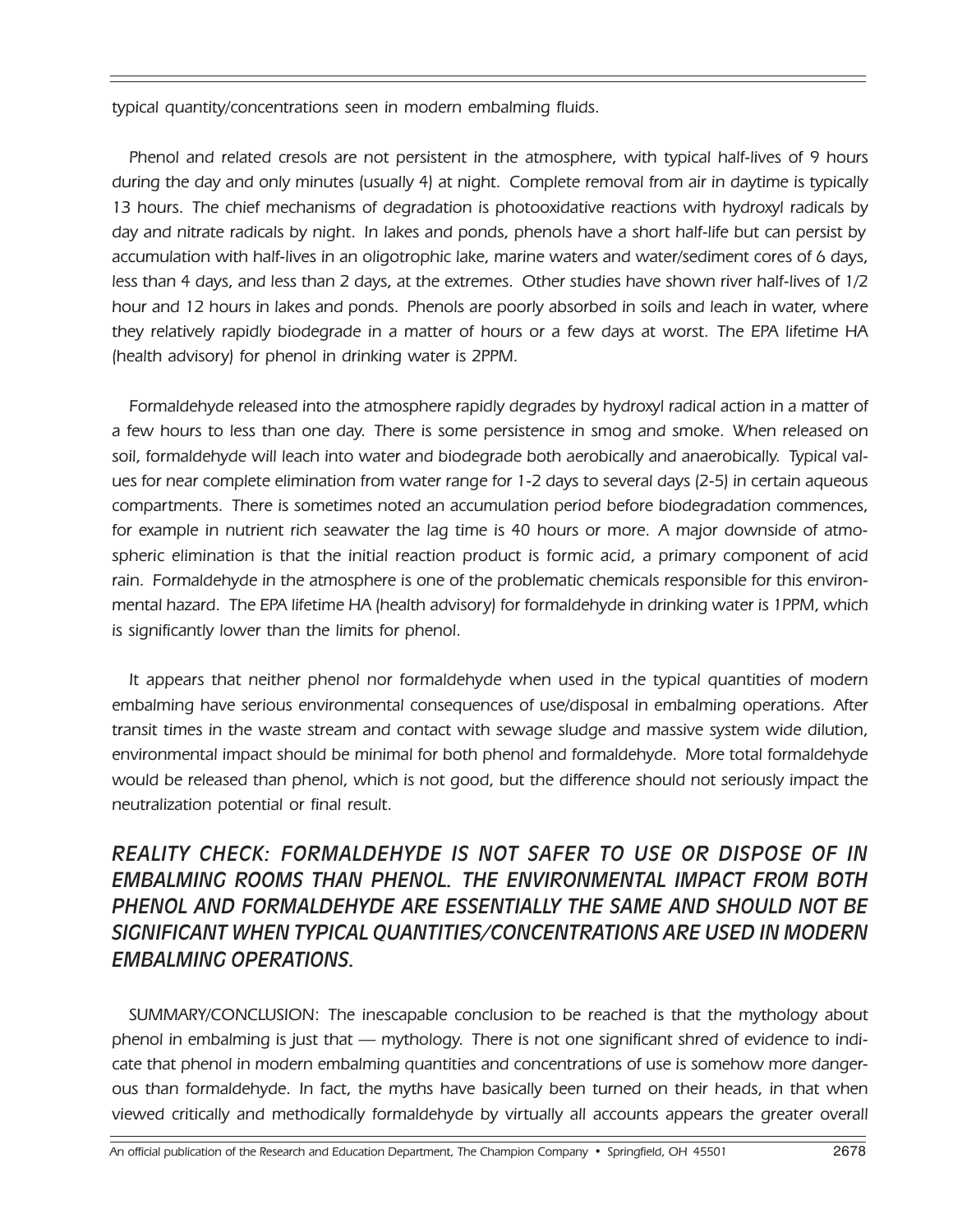typical quantity/concentrations seen in modern embalming fluids.

Phenol and related cresols are not persistent in the atmosphere, with typical half-lives of 9 hours during the day and only minutes (usually 4) at night. Complete removal from air in daytime is typically 13 hours. The chief mechanisms of degradation is photooxidative reactions with hydroxyl radicals by day and nitrate radicals by night. In lakes and ponds, phenols have a short half-life but can persist by accumulation with half-lives in an oligotrophic lake, marine waters and water/sediment cores of 6 days, less than 4 days, and less than 2 days, at the extremes. Other studies have shown river half-lives of 1/2 hour and 12 hours in lakes and ponds. Phenols are poorly absorbed in soils and leach in water, where they relatively rapidly biodegrade in a matter of hours or a few days at worst. The EPA lifetime HA (health advisory) for phenol in drinking water is 2PPM.

Formaldehyde released into the atmosphere rapidly degrades by hydroxyl radical action in a matter of a few hours to less than one day. There is some persistence in smog and smoke. When released on soil, formaldehyde will leach into water and biodegrade both aerobically and anaerobically. Typical values for near complete elimination from water range for 1-2 days to several days (2-5) in certain aqueous compartments. There is sometimes noted an accumulation period before biodegradation commences, for example in nutrient rich seawater the lag time is 40 hours or more. A major downside of atmospheric elimination is that the initial reaction product is formic acid, a primary component of acid rain. Formaldehyde in the atmosphere is one of the problematic chemicals responsible for this environmental hazard. The EPA lifetime HA (health advisory) for formaldehyde in drinking water is 1PPM, which is significantly lower than the limits for phenol.

It appears that neither phenol nor formaldehyde when used in the typical quantities of modern embalming have serious environmental consequences of use/disposal in embalming operations. After transit times in the waste stream and contact with sewage sludge and massive system wide dilution, environmental impact should be minimal for both phenol and formaldehyde. More total formaldehyde would be released than phenol, which is not good, but the difference should not seriously impact the neutralization potential or final result.

***REALITY CHECK: FORMALDEHYDE IS NOT SAFER TO USE OR DISPOSE OF IN EMBALMING ROOMS THAN PHENOL. THE ENVIRONMENTAL IMPACT FROM BOTH PHENOL AND FORMALDEHYDE ARE ESSENTIALLY THE SAME AND SHOULD NOT BE SIGNIFICANT WHEN TYPICAL QUANTITIES/CONCENTRATIONS ARE USED IN MODERN EMBALMING OPERATIONS.***

SUMMARY/CONCLUSION: The inescapable conclusion to be reached is that the mythology about phenol in embalming is just that — mythology. There is not one significant shred of evidence to indicate that phenol in modern embalming quantities and concentrations of use is somehow more dangerous than formaldehyde. In fact, the myths have basically been turned on their heads, in that when viewed critically and methodically formaldehyde by virtually all accounts appears the greater overall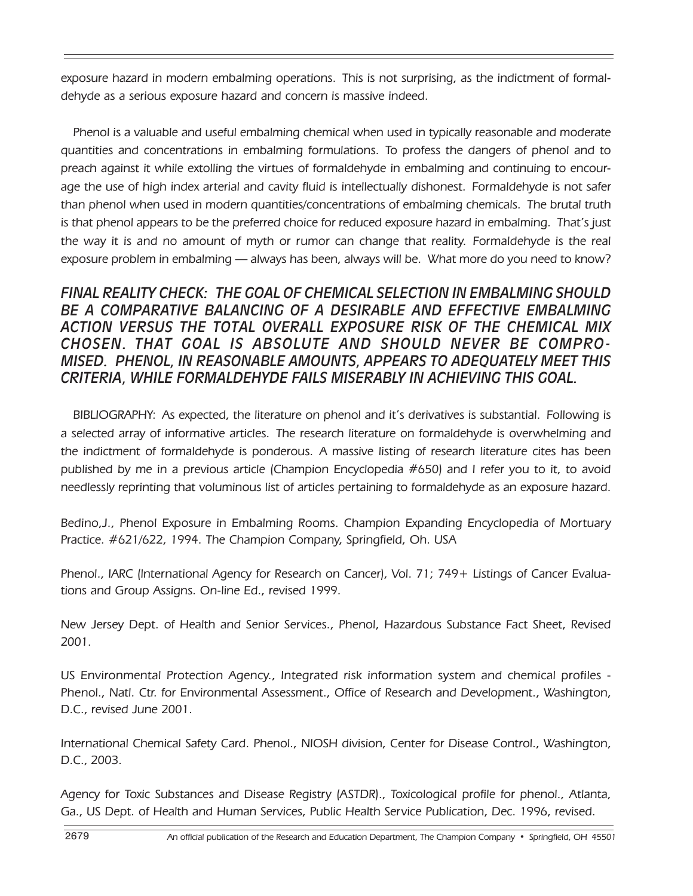exposure hazard in modern embalming operations. This is not surprising, as the indictment of formaldehyde as a serious exposure hazard and concern is massive indeed.

Phenol is a valuable and useful embalming chemical when used in typically reasonable and moderate quantities and concentrations in embalming formulations. To profess the dangers of phenol and to preach against it while extolling the virtues of formaldehyde in embalming and continuing to encourage the use of high index arterial and cavity fluid is intellectually dishonest. Formaldehyde is not safer than phenol when used in modern quantities/concentrations of embalming chemicals. The brutal truth is that phenol appears to be the preferred choice for reduced exposure hazard in embalming. That's just the way it is and no amount of myth or rumor can change that reality. Formaldehyde is the real exposure problem in embalming — always has been, always will be. What more do you need to know?

***FINAL REALITY CHECK: THE GOAL OF CHEMICAL SELECTION IN EMBALMING SHOULD BE A COMPARATIVE BALANCING OF A DESIRABLE AND EFFECTIVE EMBALMING ACTION VERSUS THE TOTAL OVERALL EXPOSURE RISK OF THE CHEMICAL MIX CHOSEN. THAT GOAL IS ABSOLUTE AND SHOULD NEVER BE COMPROMISED. PHENOL, IN REASONABLE AMOUNTS, APPEARS TO ADEQUATELY MEET THIS CRITERIA, WHILE FORMALDEHYDE FAILS MISERABLY IN ACHIEVING THIS GOAL.***

BIBLIOGRAPHY: As expected, the literature on phenol and it's derivatives is substantial. Following is a selected array of informative articles. The research literature on formaldehyde is overwhelming and the indictment of formaldehyde is ponderous. A massive listing of research literature cites has been published by me in a previous article (Champion Encyclopedia #650) and I refer you to it, to avoid needlessly reprinting that voluminous list of articles pertaining to formaldehyde as an exposure hazard.

Bedino,J., Phenol Exposure in Embalming Rooms. Champion Expanding Encyclopedia of Mortuary Practice. #621/622, 1994. The Champion Company, Springfield, Oh. USA

Phenol., IARC (International Agency for Research on Cancer), Vol. 71; 749+ Listings of Cancer Evaluations and Group Assigns. On-line Ed., revised 1999.

New Jersey Dept. of Health and Senior Services., Phenol, Hazardous Substance Fact Sheet, Revised 2001.

US Environmental Protection Agency., Integrated risk information system and chemical profiles - Phenol., Natl. Ctr. for Environmental Assessment., Office of Research and Development., Washington, D.C., revised June 2001.

International Chemical Safety Card. Phenol., NIOSH division, Center for Disease Control., Washington, D.C., 2003.

Agency for Toxic Substances and Disease Registry (ASTDR)., Toxicological profile for phenol., Atlanta, Ga., US Dept. of Health and Human Services, Public Health Service Publication, Dec. 1996, revised.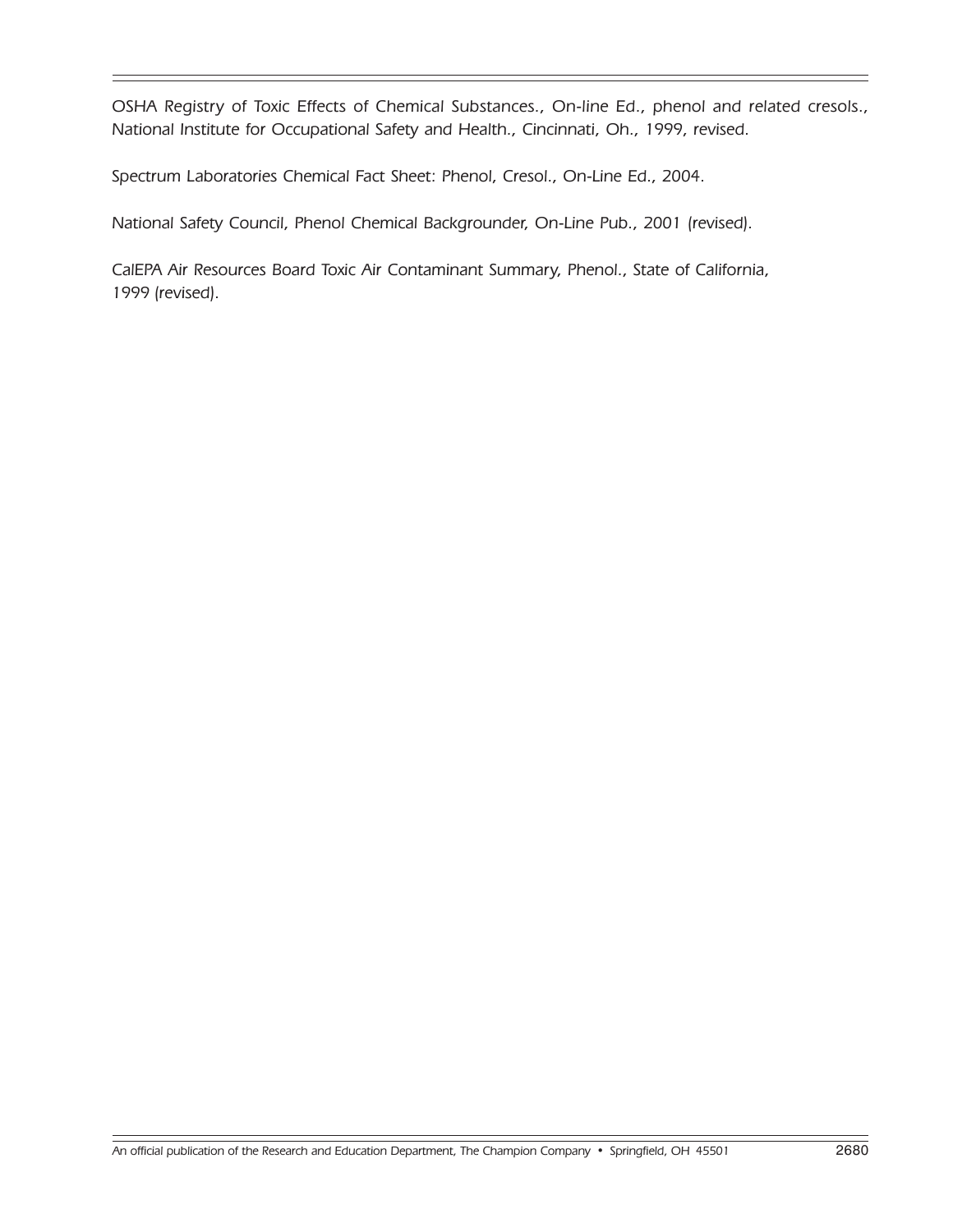*OSHA Registry of Toxic Effects of Chemical Substances., On-line Ed., phenol and related cresols., National Institute for Occupational Safety and Health., Cincinnati, Oh., 1999, revised.*

*Spectrum Laboratories Chemical Fact Sheet: Phenol, Cresol., On-Line Ed., 2004.*

*National Safety Council, Phenol Chemical Backgrounder, On-Line Pub., 2001 (revised).*

*CalEPA Air Resources Board Toxic Air Contaminant Summary, Phenol., State of California, 1999 (revised).*